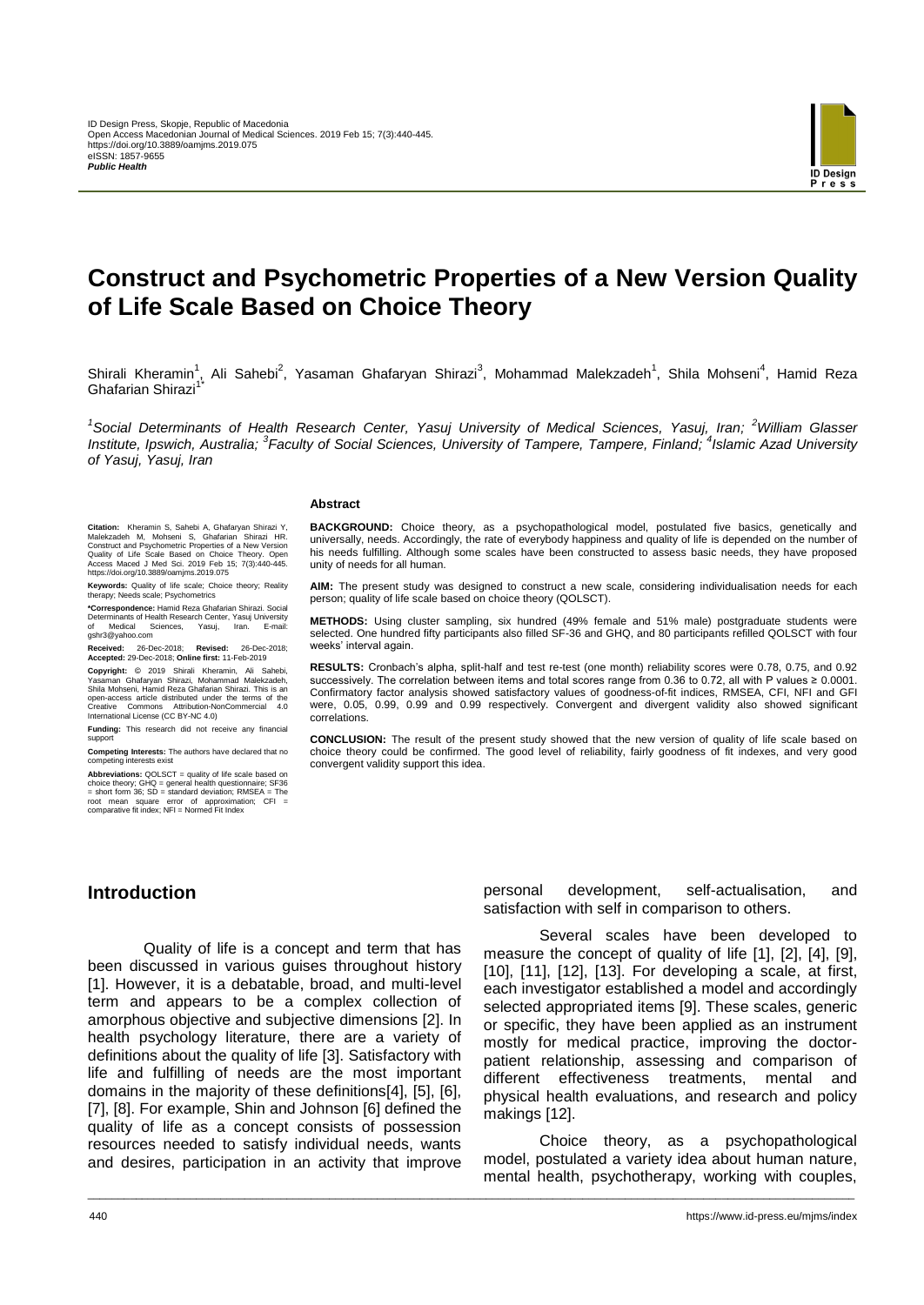# Construct and Psychometric Properties of a New Version Quality of Life Scale Based on Choice Theory

Shirali Kheramin[1], Ali Sahebi[2], Yasaman Ghafaryan Shirazi[3], Mohammad Malekzadeh[1], Shila Mohseni[4], Hamid Reza Ghafarian Shirazi[1*]

*[1]Social Determinants of Health Research Center, Yasuj University of Medical Sciences, Yasuj, Iran; [2]William Glasser Institute, Ipswich, Australia; [3]Faculty of Social Sciences, University of Tampere, Tampere, Finland; [4]Islamic Azad University of Yasuj, Yasuj, Iran*

**Citation:** Kheramin S, Sahebi A, Ghafaryan Shirazi Y, Malekzadeh M, Mohseni S, Ghafarian Shirazi HR. Construct and Psychometric Properties of a New Version Quality of Life Scale Based on Choice Theory. Open Access Maced J Med Sci. 2019 Feb 15; 7(3):440-445. https://doi.org/10.3889/oamjms.2019.075

**Keywords:** Quality of life scale; Choice theory; Reality therapy; Needs scale; Psychometrics

**\*Correspondence:** Hamid Reza Ghafarian Shirazi. Social Determinants of Health Research Center, Yasuj University of Medical Sciences, Yasuj, Iran. E-mail: gshr3@yahoo.com

**Received:** 26-Dec-2018; **Revised:** 26-Dec-2018; **Accepted:** 29-Dec-2018; **Online first:** 11-Feb-2019

**Copyright:** © 2019 Shirali Kheramin, Ali Sahebi, Yasaman Ghafaryan Shirazi, Mohammad Malekzadeh, Shila Mohseni, Hamid Reza Ghafarian Shirazi. This is an open-access article distributed under the terms of the Creative Commons Attribution-NonCommercial 4.0 International License (CC BY-NC 4.0)

**Funding:** This research did not receive any financial support

**Competing Interests:** The authors have declared that no competing interests exist

**Abbreviations:** QOLSCT = quality of life scale based on choice theory; GHQ = general health questionnaire; SF36 = short form 36; SD = standard deviation; RMSEA = The root mean square error of approximation; CFI = comparative fit index; NFI = Normed Fit Index

## Abstract

**BACKGROUND:** Choice theory, as a psychopathological model, postulated five basics, genetically and universally, needs. Accordingly, the rate of everybody happiness and quality of life is depended on the number of his needs fulfilling. Although some scales have been constructed to assess basic needs, they have proposed unity of needs for all human.

**AIM:** The present study was designed to construct a new scale, considering individualisation needs for each person; quality of life scale based on choice theory (QOLSCT).

**METHODS:** Using cluster sampling, six hundred (49% female and 51% male) postgraduate students were selected. One hundred fifty participants also filled SF-36 and GHQ, and 80 participants refilled QOLSCT with four weeks' interval again.

**RESULTS:** Cronbach's alpha, split-half and test re-test (one month) reliability scores were 0.78, 0.75, and 0.92 successively. The correlation between items and total scores range from 0.36 to 0.72, all with P values ≥ 0.0001. Confirmatory factor analysis showed satisfactory values of goodness-of-fit indices, RMSEA, CFI, NFI and GFI were, 0.05, 0.99, 0.99 and 0.99 respectively. Convergent and divergent validity also showed significant correlations.

**CONCLUSION:** The result of the present study showed that the new version of quality of life scale based on choice theory could be confirmed. The good level of reliability, fairly goodness of fit indexes, and very good convergent validity support this idea.

## Introduction

Quality of life is a concept and term that has been discussed in various guises throughout history [1]. However, it is a debatable, broad, and multi-level term and appears to be a complex collection of amorphous objective and subjective dimensions [2]. In health psychology literature, there are a variety of definitions about the quality of life [3]. Satisfactory with life and fulfilling of needs are the most important domains in the majority of these definitions[4], [5], [6], [7], [8]. For example, Shin and Johnson [6] defined the quality of life as a concept consists of possession resources needed to satisfy individual needs, wants and desires, participation in an activity that improve personal development, self-actualisation, and satisfaction with self in comparison to others.

Several scales have been developed to measure the concept of quality of life [1], [2], [4], [9], [10], [11], [12], [13]. For developing a scale, at first, each investigator established a model and accordingly selected appropriated items [9]. These scales, generic or specific, they have been applied as an instrument mostly for medical practice, improving the doctor-patient relationship, assessing and comparison of different effectiveness treatments, mental and physical health evaluations, and research and policy makings [12].

Choice theory, as a psychopathological model, postulated a variety idea about human nature, mental health, psychotherapy, working with couples,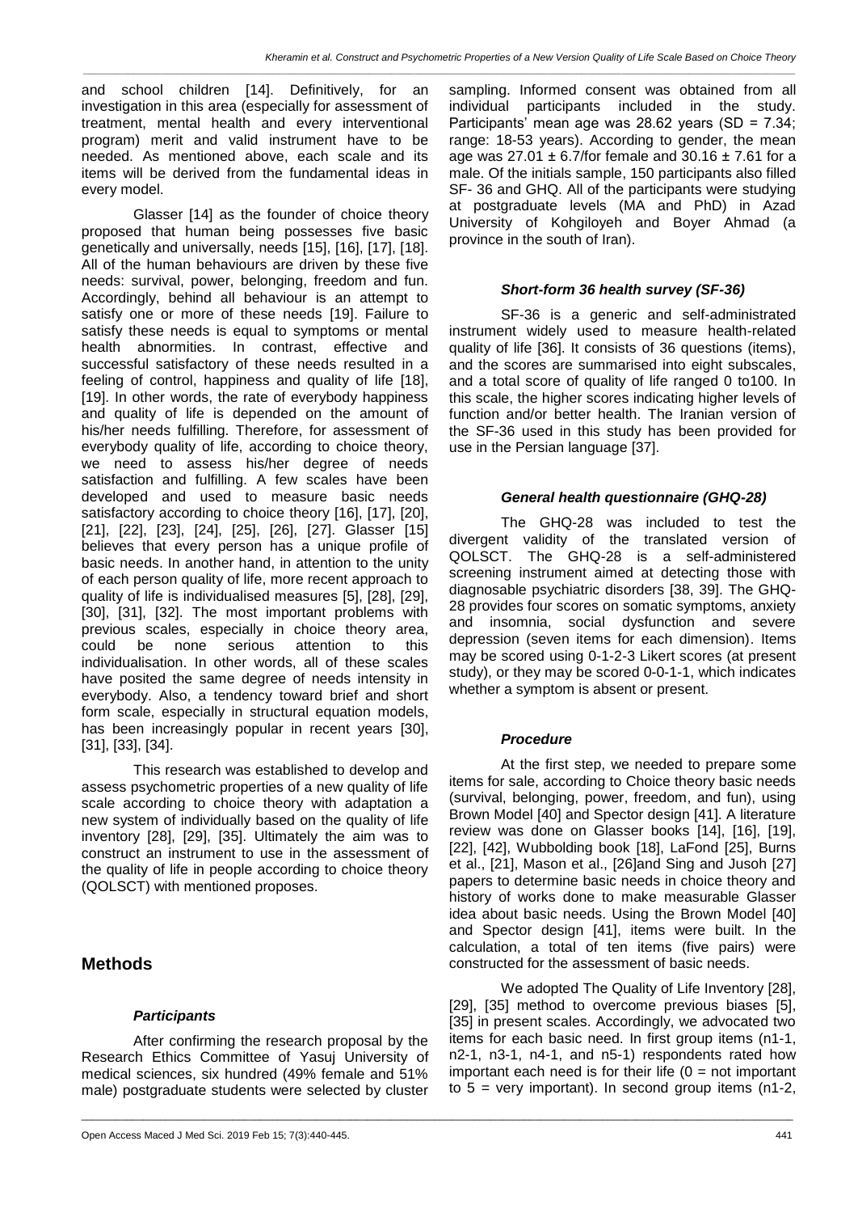and school children [14]. Definitively, for an investigation in this area (especially for assessment of treatment, mental health and every interventional program) merit and valid instrument have to be needed. As mentioned above, each scale and its items will be derived from the fundamental ideas in every model.

Glasser [14] as the founder of choice theory proposed that human being possesses five basic genetically and universally, needs [15], [16], [17], [18]. All of the human behaviours are driven by these five needs: survival, power, belonging, freedom and fun. Accordingly, behind all behaviour is an attempt to satisfy one or more of these needs [19]. Failure to satisfy these needs is equal to symptoms or mental health abnormities. In contrast, effective and successful satisfactory of these needs resulted in a feeling of control, happiness and quality of life [18], [19]. In other words, the rate of everybody happiness and quality of life is depended on the amount of his/her needs fulfilling. Therefore, for assessment of everybody quality of life, according to choice theory, we need to assess his/her degree of needs satisfaction and fulfilling. A few scales have been developed and used to measure basic needs satisfactory according to choice theory [16], [17], [20], [21], [22], [23], [24], [25], [26], [27]. Glasser [15] believes that every person has a unique profile of basic needs. In another hand, in attention to the unity of each person quality of life, more recent approach to quality of life is individualised measures [5], [28], [29], [30], [31], [32]. The most important problems with previous scales, especially in choice theory area, could be none serious attention to this individualisation. In other words, all of these scales have posited the same degree of needs intensity in everybody. Also, a tendency toward brief and short form scale, especially in structural equation models, has been increasingly popular in recent years [30], [31], [33], [34].

This research was established to develop and assess psychometric properties of a new quality of life scale according to choice theory with adaptation a new system of individually based on the quality of life inventory [28], [29], [35]. Ultimately the aim was to construct an instrument to use in the assessment of the quality of life in people according to choice theory (QOLSCT) with mentioned proposes.

## Methods

### *Participants*

After confirming the research proposal by the Research Ethics Committee of Yasuj University of medical sciences, six hundred (49% female and 51% male) postgraduate students were selected by cluster sampling. Informed consent was obtained from all individual participants included in the study. Participants' mean age was 28.62 years (SD = 7.34; range: 18-53 years). According to gender, the mean age was 27.01 ± 6.7/for female and 30.16 ± 7.61 for a male. Of the initials sample, 150 participants also filled SF- 36 and GHQ. All of the participants were studying at postgraduate levels (MA and PhD) in Azad University of Kohgiloyeh and Boyer Ahmad (a province in the south of Iran).

### *Short-form 36 health survey (SF-36)*

SF-36 is a generic and self-administrated instrument widely used to measure health-related quality of life [36]. It consists of 36 questions (items), and the scores are summarised into eight subscales, and a total score of quality of life ranged 0 to100. In this scale, the higher scores indicating higher levels of function and/or better health. The Iranian version of the SF-36 used in this study has been provided for use in the Persian language [37].

### *General health questionnaire (GHQ-28)*

The GHQ-28 was included to test the divergent validity of the translated version of QOLSCT. The GHQ-28 is a self-administered screening instrument aimed at detecting those with diagnosable psychiatric disorders [38, 39]. The GHQ-28 provides four scores on somatic symptoms, anxiety and insomnia, social dysfunction and severe depression (seven items for each dimension). Items may be scored using 0-1-2-3 Likert scores (at present study), or they may be scored 0-0-1-1, which indicates whether a symptom is absent or present.

### *Procedure*

At the first step, we needed to prepare some items for sale, according to Choice theory basic needs (survival, belonging, power, freedom, and fun), using Brown Model [40] and Spector design [41]. A literature review was done on Glasser books [14], [16], [19], [22], [42], Wubbolding book [18], LaFond [25], Burns et al., [21], Mason et al., [26]and Sing and Jusoh [27] papers to determine basic needs in choice theory and history of works done to make measurable Glasser idea about basic needs. Using the Brown Model [40] and Spector design [41], items were built. In the calculation, a total of ten items (five pairs) were constructed for the assessment of basic needs.

We adopted The Quality of Life Inventory [28], [29], [35] method to overcome previous biases [5], [35] in present scales. Accordingly, we advocated two items for each basic need. In first group items (n1-1, n2-1, n3-1, n4-1, and n5-1) respondents rated how important each need is for their life (0 = not important to 5 = very important). In second group items (n1-2,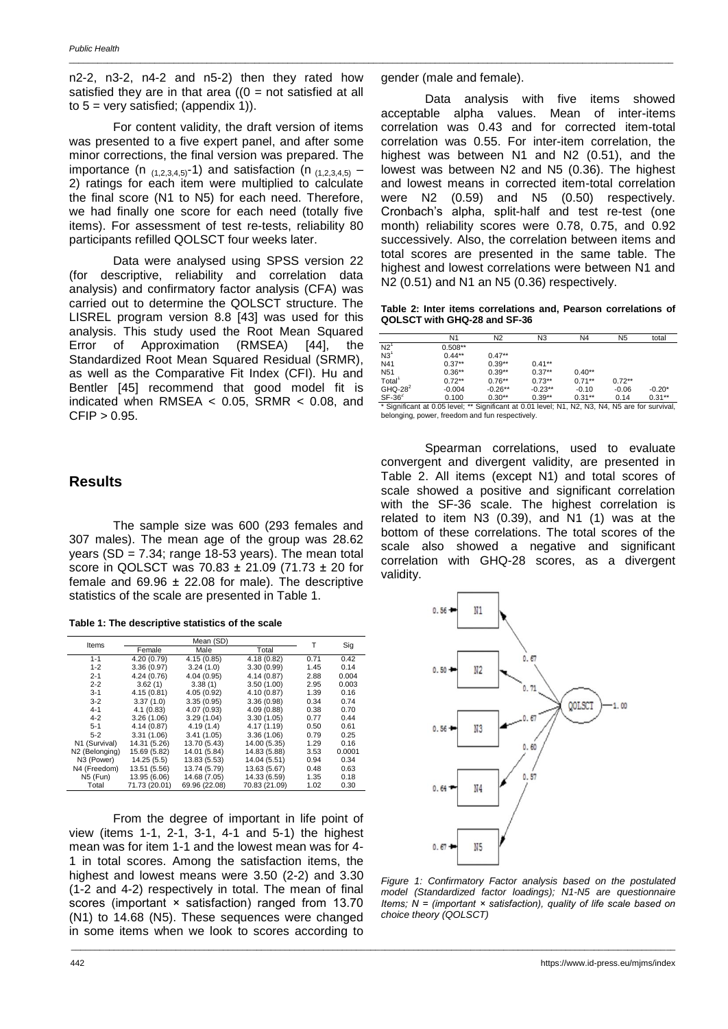n2-2, n3-2, n4-2 and n5-2) then they rated how satisfied they are in that area ((0 = not satisfied at all to 5 = very satisfied; (appendix 1)).

For content validity, the draft version of items was presented to a five expert panel, and after some minor corrections, the final version was prepared. The importance (n $_{(1,2,3,4,5)}$-1) and satisfaction (n $_{(1,2,3,4,5)}$ – 2) ratings for each item were multiplied to calculate the final score (N1 to N5) for each need. Therefore, we had finally one score for each need (totally five items). For assessment of test re-tests, reliability 80 participants refilled QOLSCT four weeks later.

Data were analysed using SPSS version 22 (for descriptive, reliability and correlation data analysis) and confirmatory factor analysis (CFA) was carried out to determine the QOLSCT structure. The LISREL program version 8.8 [43] was used for this analysis. This study used the Root Mean Squared Error of Approximation (RMSEA) [44], the Standardized Root Mean Squared Residual (SRMR), as well as the Comparative Fit Index (CFI). Hu and Bentler [45] recommend that good model fit is indicated when RMSEA < 0.05, SRMR < 0.08, and CFIP > 0.95.

## Results

The sample size was 600 (293 females and 307 males). The mean age of the group was 28.62 years (SD = 7.34; range 18-53 years). The mean total score in QOLSCT was 70.83 ± 21.09 (71.73 ± 20 for female and 69.96 ± 22.08 for male). The descriptive statistics of the scale are presented in Table 1.

**Table 1: The descriptive statistics of the scale**

| Items | Mean (SD) | | | T | Sig |
|---|---|---|---|---|---|
| | Female | Male | Total | | |
| 1-1 | 4.20 (0.79) | 4.15 (0.85) | 4.18 (0.82) | 0.71 | 0.42 |
| 1-2 | 3.36 (0.97) | 3.24 (1.0) | 3.30 (0.99) | 1.45 | 0.14 |
| 2-1 | 4.24 (0.76) | 4.04 (0.95) | 4.14 (0.87) | 2.88 | 0.004 |
| 2-2 | 3.62 (1) | 3.38 (1) | 3.50 (1.00) | 2.95 | 0.003 |
| 3-1 | 4.15 (0.81) | 4.05 (0.92) | 4.10 (0.87) | 1.39 | 0.16 |
| 3-2 | 3.37 (1.0) | 3.35 (0.95) | 3.36 (0.98) | 0.34 | 0.74 |
| 4-1 | 4.1 (0.83) | 4.07 (0.93) | 4.09 (0.88) | 0.38 | 0.70 |
| 4-2 | 3.26 (1.06) | 3.29 (1.04) | 3.30 (1.05) | 0.77 | 0.44 |
| 5-1 | 4.14 (0.87) | 4.19 (1.4) | 4.17 (1.19) | 0.50 | 0.61 |
| 5-2 | 3.31 (1.06) | 3.41 (1.05) | 3.36 (1.06) | 0.79 | 0.25 |
| N1 (Survival) | 14.31 (5.26) | 13.70 (5.43) | 14.00 (5.35) | 1.29 | 0.16 |
| N2 (Belonging) | 15.69 (5.82) | 14.01 (5.84) | 14.83 (5.88) | 3.53 | 0.0001 |
| N3 (Power) | 14.25 (5.5) | 13.83 (5.53) | 14.04 (5.51) | 0.94 | 0.34 |
| N4 (Freedom) | 13.51 (5.56) | 13.74 (5.79) | 13.63 (5.67) | 0.48 | 0.63 |
| N5 (Fun) | 13.95 (6.06) | 14.68 (7.05) | 14.33 (6.59) | 1.35 | 0.18 |
| Total | 71.73 (20.01) | 69.96 (22.08) | 70.83 (21.09) | 1.02 | 0.30 |

From the degree of important in life point of view (items 1-1, 2-1, 3-1, 4-1 and 5-1) the highest mean was for item 1-1 and the lowest mean was for 4-1 in total scores. Among the satisfaction items, the highest and lowest means were 3.50 (2-2) and 3.30 (1-2 and 4-2) respectively in total. The mean of final scores (important × satisfaction) ranged from 13.70 (N1) to 14.68 (N5). These sequences were changed in some items when we look to scores according to gender (male and female).

Data analysis with five items showed acceptable alpha values. Mean of inter-items correlation was 0.43 and for corrected item-total correlation was 0.55. For inter-item correlation, the highest was between N1 and N2 (0.51), and the lowest was between N2 and N5 (0.36). The highest and lowest means in corrected item-total correlation were N2 (0.59) and N5 (0.50) respectively. Cronbach's alpha, split-half and test re-test (one month) reliability scores were 0.78, 0.75, and 0.92 successively. Also, the correlation between items and total scores are presented in the same table. The highest and lowest correlations were between N1 and N2 (0.51) and N1 an N5 (0.36) respectively.

**Table 2: Inter items correlations and, Pearson correlations of QOLSCT with GHQ-28 and SF-36**

| | N1 | N2 | N3 | N4 | N5 | total |
|---|---|---|---|---|---|---|
| N2[1] | 0.508** | | | | | |
| N3[1] | 0.44** | 0.47** | | | | |
| N41 | 0.37** | 0.39** | 0.41** | | | |
| N51 | 0.36** | 0.39** | 0.37** | 0.40** | | |
| Total[1] | 0.72** | 0.76** | 0.73** | 0.71** | 0.72** | |
| GHQ-28[2] | -0.004 | -0.26** | -0.23** | -0.10 | -0.06 | -0.20* |
| SF-36[2] | 0.100 | 0.30** | 0.39** | 0.31** | 0.14 | 0.31** |

\* Significant at 0.05 level; ** Significant at 0.01 level; N1, N2, N3, N4, N5 are for survival, belonging, power, freedom and fun respectively.

Spearman correlations, used to evaluate convergent and divergent validity, are presented in Table 2. All items (except N1) and total scores of scale showed a positive and significant correlation with the SF-36 scale. The highest correlation is related to item N3 (0.39), and N1 (1) was at the bottom of these correlations. The total scores of the scale also showed a negative and significant correlation with GHQ-28 scores, as a divergent validity.

*Figure 1: Confirmatory Factor analysis based on the postulated model (Standardized factor loadings); N1-N5 are questionnaire Items; N = (important × satisfaction), quality of life scale based on choice theory (QOLSCT)*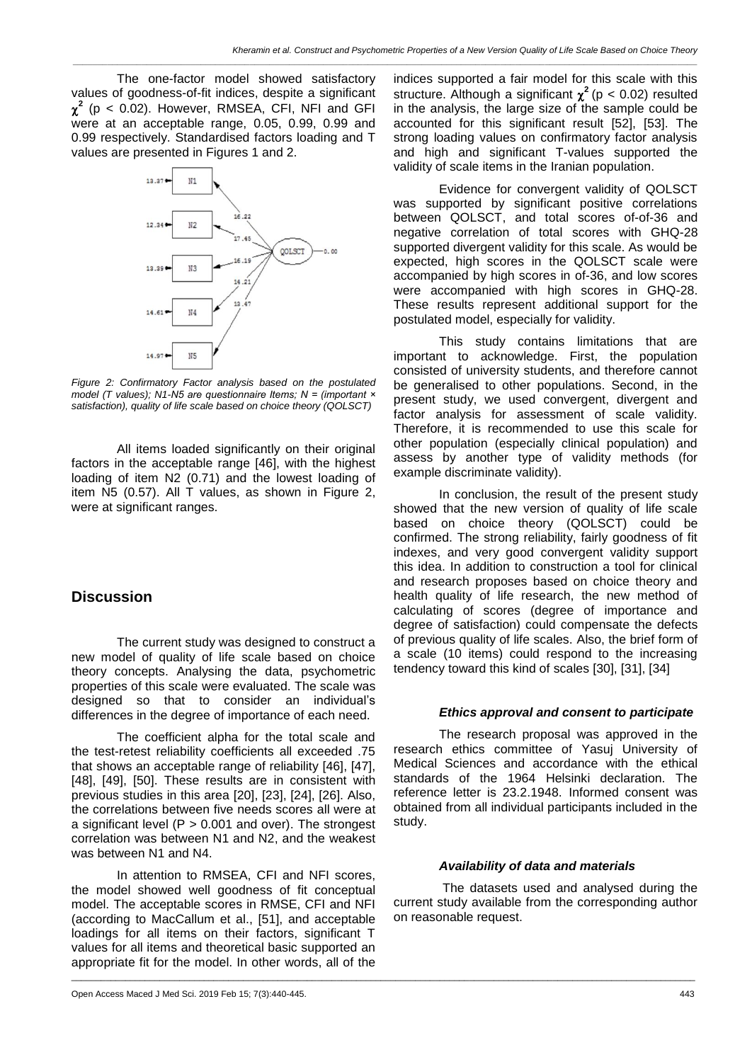The one-factor model showed satisfactory values of goodness-of-fit indices, despite a significant $\chi^2$ ($p < 0.02$). However, RMSEA, CFI, NFI and GFI were at an acceptable range, 0.05, 0.99, 0.99 and 0.99 respectively. Standardised factors loading and T values are presented in Figures 1 and 2.

*Figure 2: Confirmatory Factor analysis based on the postulated model (T values); N1-N5 are questionnaire Items; N = (important × satisfaction), quality of life scale based on choice theory (QOLSCT)*

All items loaded significantly on their original factors in the acceptable range [46], with the highest loading of item N2 (0.71) and the lowest loading of item N5 (0.57). All T values, as shown in Figure 2, were at significant ranges.

## Discussion

The current study was designed to construct a new model of quality of life scale based on choice theory concepts. Analysing the data, psychometric properties of this scale were evaluated. The scale was designed so that to consider an individual's differences in the degree of importance of each need.

The coefficient alpha for the total scale and the test-retest reliability coefficients all exceeded .75 that shows an acceptable range of reliability [46], [47], [48], [49], [50]. These results are in consistent with previous studies in this area [20], [23], [24], [26]. Also, the correlations between five needs scores all were at a significant level ($P > 0.001$ and over). The strongest correlation was between N1 and N2, and the weakest was between N1 and N4.

In attention to RMSEA, CFI and NFI scores, the model showed well goodness of fit conceptual model. The acceptable scores in RMSE, CFI and NFI (according to MacCallum et al., [51], and acceptable loadings for all items on their factors, significant T values for all items and theoretical basic supported an appropriate fit for the model. In other words, all of the indices supported a fair model for this scale with this structure. Although a significant $\chi^2$ ($p < 0.02$) resulted in the analysis, the large size of the sample could be accounted for this significant result [52], [53]. The strong loading values on confirmatory factor analysis and high and significant T-values supported the validity of scale items in the Iranian population.

Evidence for convergent validity of QOLSCT was supported by significant positive correlations between QOLSCT, and total scores of-of-36 and negative correlation of total scores with GHQ-28 supported divergent validity for this scale. As would be expected, high scores in the QOLSCT scale were accompanied by high scores in of-36, and low scores were accompanied with high scores in GHQ-28. These results represent additional support for the postulated model, especially for validity.

This study contains limitations that are important to acknowledge. First, the population consisted of university students, and therefore cannot be generalised to other populations. Second, in the present study, we used convergent, divergent and factor analysis for assessment of scale validity. Therefore, it is recommended to use this scale for other population (especially clinical population) and assess by another type of validity methods (for example discriminate validity).

In conclusion, the result of the present study showed that the new version of quality of life scale based on choice theory (QOLSCT) could be confirmed. The strong reliability, fairly goodness of fit indexes, and very good convergent validity support this idea. In addition to construction a tool for clinical and research proposes based on choice theory and health quality of life research, the new method of calculating of scores (degree of importance and degree of satisfaction) could compensate the defects of previous quality of life scales. Also, the brief form of a scale (10 items) could respond to the increasing tendency toward this kind of scales [30], [31], [34]

### *Ethics approval and consent to participate*

The research proposal was approved in the research ethics committee of Yasuj University of Medical Sciences and accordance with the ethical standards of the 1964 Helsinki declaration. The reference letter is 23.2.1948. Informed consent was obtained from all individual participants included in the study.

### *Availability of data and materials*

The datasets used and analysed during the current study available from the corresponding author on reasonable request.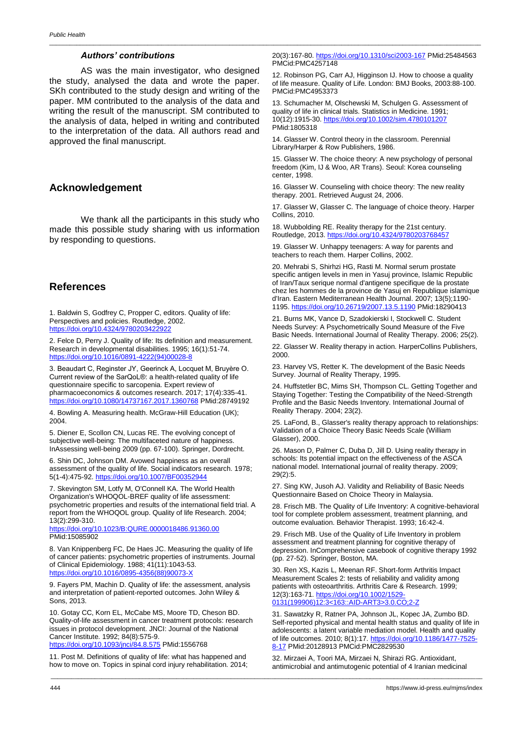### *Authors' contributions*

AS was the main investigator, who designed the study, analysed the data and wrote the paper. SKh contributed to the study design and writing of the paper. MM contributed to the analysis of the data and writing the result of the manuscript. SM contributed to the analysis of data, helped in writing and contributed to the interpretation of the data. All authors read and approved the final manuscript.

## Acknowledgement

We thank all the participants in this study who made this possible study sharing with us information by responding to questions.

## References

1. Baldwin S, Godfrey C, Propper C, editors. Quality of life: Perspectives and policies. Routledge, 2002. https://doi.org/10.4324/9780203422922

2. Felce D, Perry J. Quality of life: Its definition and measurement. Research in developmental disabilities. 1995; 16(1):51-74. https://doi.org/10.1016/0891-4222(94)00028-8

3. Beaudart C, Reginster JY, Geerinck A, Locquet M, Bruyère O. Current review of the SarQoL®: a health-related quality of life questionnaire specific to sarcopenia. Expert review of pharmacoeconomics & outcomes research. 2017; 17(4):335-41. https://doi.org/10.1080/14737167.2017.1360768 PMid:28749192

4. Bowling A. Measuring health. McGraw-Hill Education (UK); 2004.

5. Diener E, Scollon CN, Lucas RE. The evolving concept of subjective well-being: The multifaceted nature of happiness. InAssessing well-being 2009 (pp. 67-100). Springer, Dordrecht.

6. Shin DC, Johnson DM. Avowed happiness as an overall assessment of the quality of life. Social indicators research. 1978; 5(1-4):475-92. https://doi.org/10.1007/BF00352944

7. Skevington SM, Lotfy M, O'Connell KA. The World Health Organization's WHOQOL-BREF quality of life assessment: psychometric properties and results of the international field trial. A report from the WHOQOL group. Quality of life Research. 2004; 13(2):299-310. https://doi.org/10.1023/B:QURE.0000018486.91360.00 PMid:15085902

8. Van Knippenberg FC, De Haes JC. Measuring the quality of life of cancer patients: psychometric properties of instruments. Journal of Clinical Epidemiology. 1988; 41(11):1043-53. https://doi.org/10.1016/0895-4356(88)90073-X

9. Fayers PM, Machin D. Quality of life: the assessment, analysis and interpretation of patient-reported outcomes. John Wiley & Sons, 2013.

10. Gotay CC, Korn EL, McCabe MS, Moore TD, Cheson BD. Quality-of-life assessment in cancer treatment protocols: research issues in protocol development. JNCI: Journal of the National Cancer Institute. 1992; 84(8):575-9. https://doi.org/10.1093/jnci/84.8.575 PMid:1556768

11. Post M. Definitions of quality of life: what has happened and how to move on. Topics in spinal cord injury rehabilitation. 2014; 20(3):167-80. https://doi.org/10.1310/sci2003-167 PMid:25484563 PMCid:PMC4257148

12. Robinson PG, Carr AJ, Higginson IJ. How to choose a quality of life measure. Quality of Life. London: BMJ Books, 2003:88-100. PMCid:PMC4953373

13. Schumacher M, Olschewski M, Schulgen G. Assessment of quality of life in clinical trials. Statistics in Medicine. 1991; 10(12):1915-30. https://doi.org/10.1002/sim.4780101207 PMid:1805318

14. Glasser W. Control theory in the classroom. Perennial Library/Harper & Row Publishers, 1986.

15. Glasser W. The choice theory: A new psychology of personal freedom (Kim, IJ & Woo, AR Trans). Seoul: Korea counseling center, 1998.

16. Glasser W. Counseling with choice theory: The new reality therapy. 2001. Retrieved August 24, 2006.

17. Glasser W, Glasser C. The language of choice theory. Harper Collins, 2010.

18. Wubbolding RE. Reality therapy for the 21st century. Routledge, 2013. https://doi.org/10.4324/9780203768457

19. Glasser W. Unhappy teenagers: A way for parents and teachers to reach them. Harper Collins, 2002.

20. Mehrabi S, Shirhzi HG, Rasti M. Normal serum prostate specific antigen levels in men in Yasuj province, Islamic Republic of Iran/Taux serique normal d'antigene specifique de la prostate chez les hommes de la province de Yasuj en Republique islamique d'Iran. Eastern Mediterranean Health Journal. 2007; 13(5);1190-1195. https://doi.org/10.26719/2007.13.5.1190 PMid:18290413

21. Burns MK, Vance D, Szadokierski I, Stockwell C. Student Needs Survey: A Psychometrically Sound Measure of the Five Basic Needs. International Journal of Reality Therapy. 2006; 25(2).

22. Glasser W. Reality therapy in action. HarperCollins Publishers, 2000.

23. Harvey VS, Retter K. The development of the Basic Needs Survey. Journal of Reality Therapy, 1995.

24. Huffstetler BC, Mims SH, Thompson CL. Getting Together and Staying Together: Testing the Compatibility of the Need-Strength Profile and the Basic Needs Inventory. International Journal of Reality Therapy. 2004; 23(2).

25. LaFond, B., Glasser's reality therapy approach to relationships: Validation of a Choice Theory Basic Needs Scale (William Glasser), 2000.

26. Mason D, Palmer C, Duba D, Jill D. Using reality therapy in schools: Its potential impact on the effectiveness of the ASCA national model. International journal of reality therapy. 2009; 29(2):5.

27. Sing KW, Jusoh AJ. Validity and Reliability of Basic Needs Questionnaire Based on Choice Theory in Malaysia.

28. Frisch MB. The Quality of Life Inventory: A cognitive-behavioral tool for complete problem assessment, treatment planning, and outcome evaluation. Behavior Therapist. 1993; 16:42-4.

29. Frisch MB. Use of the Quality of Life Inventory in problem assessment and treatment planning for cognitive therapy of depression. InComprehensive casebook of cognitive therapy 1992 (pp. 27-52). Springer, Boston, MA.

30. Ren XS, Kazis L, Meenan RF. Short-form Arthritis Impact Measurement Scales 2: tests of reliability and validity among patients with osteoarthritis. Arthritis Care & Research. 1999; 12(3):163-71. https://doi.org/10.1002/1529-0131(199906)12:3<163::AID-ART3>3.0.CO;2-Z

31. Sawatzky R, Ratner PA, Johnson JL, Kopec JA, Zumbo BD. Self-reported physical and mental health status and quality of life in adolescents: a latent variable mediation model. Health and quality of life outcomes. 2010; 8(1):17. https://doi.org/10.1186/1477-7525-8-17 PMid:20128913 PMCid:PMC2829530

32. Mirzaei A, Toori MA, Mirzaei N, Shirazi RG. Antioxidant, antimicrobial and antimutogenic potential of 4 Iranian medicinal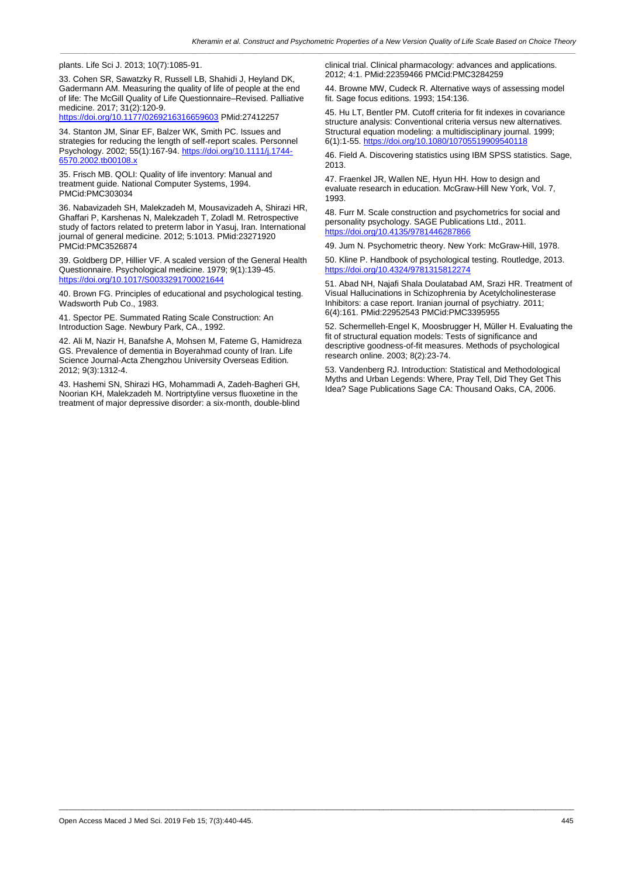plants. Life Sci J. 2013; 10(7):1085-91.

33. Cohen SR, Sawatzky R, Russell LB, Shahidi J, Heyland DK, Gadermann AM. Measuring the quality of life of people at the end of life: The McGill Quality of Life Questionnaire–Revised. Palliative medicine. 2017; 31(2):120-9. https://doi.org/10.1177/0269216316659603 PMid:27412257

34. Stanton JM, Sinar EF, Balzer WK, Smith PC. Issues and strategies for reducing the length of self-report scales. Personnel Psychology. 2002; 55(1):167-94. https://doi.org/10.1111/j.1744-6570.2002.tb00108.x

35. Frisch MB. QOLI: Quality of life inventory: Manual and treatment guide. National Computer Systems, 1994. PMCid:PMC303034

36. Nabavizadeh SH, Malekzadeh M, Mousavizadeh A, Shirazi HR, Ghaffari P, Karshenas N, Malekzadeh T, Zoladl M. Retrospective study of factors related to preterm labor in Yasuj, Iran. International journal of general medicine. 2012; 5:1013. PMid:23271920 PMCid:PMC3526874

39. Goldberg DP, Hillier VF. A scaled version of the General Health Questionnaire. Psychological medicine. 1979; 9(1):139-45. https://doi.org/10.1017/S0033291700021644

40. Brown FG. Principles of educational and psychological testing. Wadsworth Pub Co., 1983.

41. Spector PE. Summated Rating Scale Construction: An Introduction Sage. Newbury Park, CA., 1992.

42. Ali M, Nazir H, Banafshe A, Mohsen M, Fateme G, Hamidreza GS. Prevalence of dementia in Boyerahmad county of Iran. Life Science Journal-Acta Zhengzhou University Overseas Edition. 2012; 9(3):1312-4.

43. Hashemi SN, Shirazi HG, Mohammadi A, Zadeh-Bagheri GH, Noorian KH, Malekzadeh M. Nortriptyline versus fluoxetine in the treatment of major depressive disorder: a six-month, double-blind clinical trial. Clinical pharmacology: advances and applications. 2012; 4:1. PMid:22359466 PMCid:PMC3284259

44. Browne MW, Cudeck R. Alternative ways of assessing model fit. Sage focus editions. 1993; 154:136.

45. Hu LT, Bentler PM. Cutoff criteria for fit indexes in covariance structure analysis: Conventional criteria versus new alternatives. Structural equation modeling: a multidisciplinary journal. 1999; 6(1):1-55. https://doi.org/10.1080/10705519909540118

46. Field A. Discovering statistics using IBM SPSS statistics. Sage, 2013.

47. Fraenkel JR, Wallen NE, Hyun HH. How to design and evaluate research in education. McGraw-Hill New York, Vol. 7, 1993.

48. Furr M. Scale construction and psychometrics for social and personality psychology. SAGE Publications Ltd., 2011. https://doi.org/10.4135/9781446287866

49. Jum N. Psychometric theory. New York: McGraw-Hill, 1978.

50. Kline P. Handbook of psychological testing. Routledge, 2013. https://doi.org/10.4324/9781315812274

51. Abad NH, Najafi Shala Doulatabad AM, Srazi HR. Treatment of Visual Hallucinations in Schizophrenia by Acetylcholinesterase Inhibitors: a case report. Iranian journal of psychiatry. 2011; 6(4):161. PMid:22952543 PMCid:PMC3395955

52. Schermelleh-Engel K, Moosbrugger H, Müller H. Evaluating the fit of structural equation models: Tests of significance and descriptive goodness-of-fit measures. Methods of psychological research online. 2003; 8(2):23-74.

53. Vandenberg RJ. Introduction: Statistical and Methodological Myths and Urban Legends: Where, Pray Tell, Did They Get This Idea? Sage Publications Sage CA: Thousand Oaks, CA, 2006.